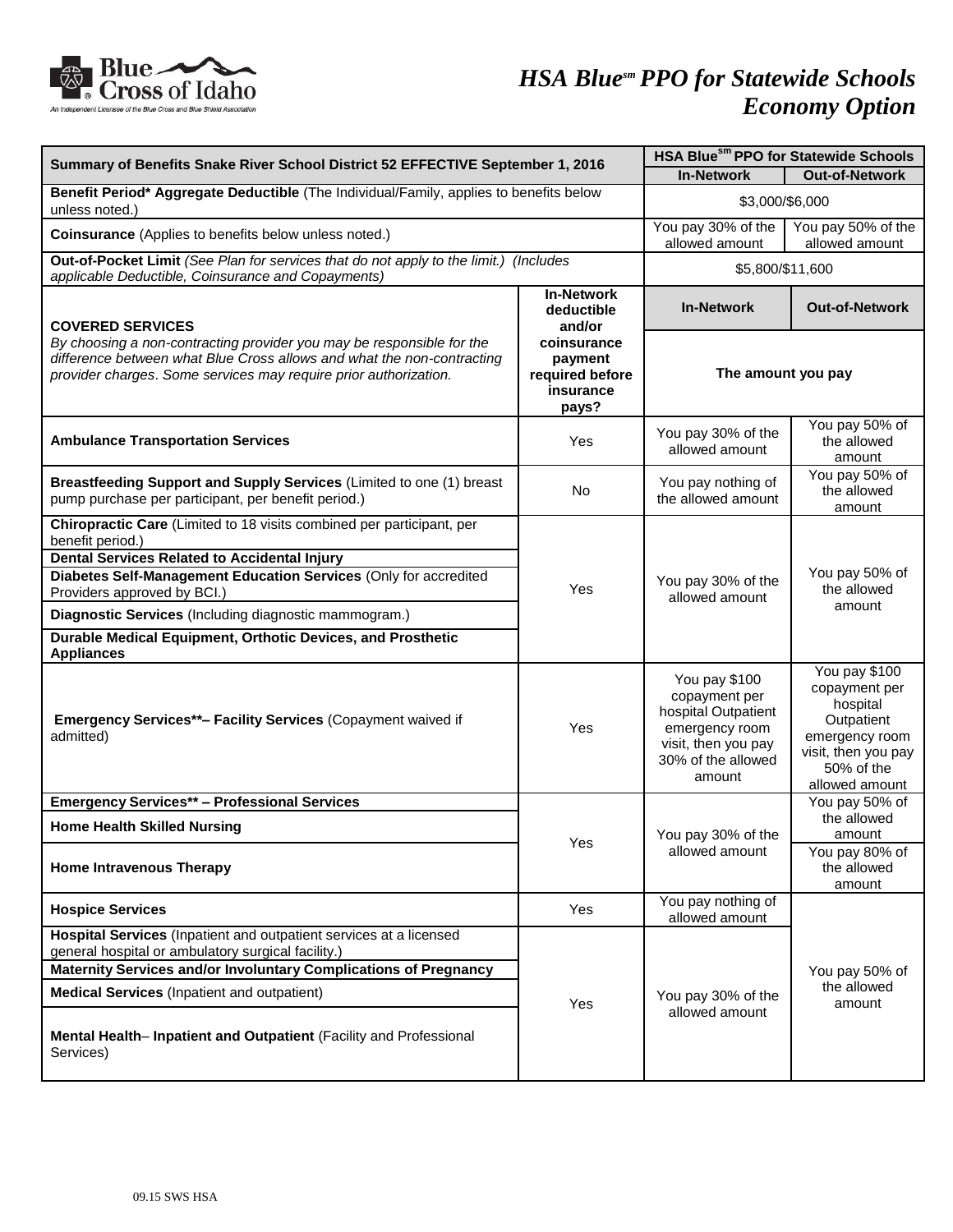# HSA Blue℠ PPO for Statewide Schools Economy Option

Blue Cross of Idaho — An Independent Licensee of the Blue Cross and Blue Shield Association

| Summary of Benefits Snake River School District 52 EFFECTIVE September 1, 2016 | | HSA Blue℠ PPO for Statewide Schools In-Network | HSA Blue℠ PPO for Statewide Schools Out-of-Network |
|---|---|---|---|
| **Benefit Period* Aggregate Deductible** (The Individual/Family, applies to benefits below unless noted.) | | $3,000/$6,000 | |
| **Coinsurance** (Applies to benefits below unless noted.) | | You pay 30% of the allowed amount | You pay 50% of the allowed amount |
| **Out-of-Pocket Limit** *(See Plan for services that do not apply to the limit.) (Includes applicable Deductible, Coinsurance and Copayments)* | | $5,800/$11,600 | |
| **COVERED SERVICES** *By choosing a non-contracting provider you may be responsible for the difference between what Blue Cross allows and what the non-contracting provider charges. Some services may require prior authorization.* | **In-Network deductible and/or coinsurance payment required before insurance pays?** | **In-Network** – The amount you pay | **Out-of-Network** – The amount you pay |
| **Ambulance Transportation Services** | Yes | You pay 30% of the allowed amount | You pay 50% of the allowed amount |
| **Breastfeeding Support and Supply Services** (Limited to one (1) breast pump purchase per participant, per benefit period.) | No | You pay nothing of the allowed amount | You pay 50% of the allowed amount |
| **Chiropractic Care** (Limited to 18 visits combined per participant, per benefit period.) | Yes | You pay 30% of the allowed amount | You pay 50% of the allowed amount |
| **Dental Services Related to Accidental Injury** | Yes | You pay 30% of the allowed amount | You pay 50% of the allowed amount |
| **Diabetes Self-Management Education Services** (Only for accredited Providers approved by BCI.) | Yes | You pay 30% of the allowed amount | You pay 50% of the allowed amount |
| **Diagnostic Services** (Including diagnostic mammogram.) | Yes | You pay 30% of the allowed amount | You pay 50% of the allowed amount |
| **Durable Medical Equipment, Orthotic Devices, and Prosthetic Appliances** | Yes | You pay 30% of the allowed amount | You pay 50% of the allowed amount |
| **Emergency Services**– Facility Services** (Copayment waived if admitted) | Yes | You pay $100 copayment per hospital Outpatient emergency room visit, then you pay 30% of the allowed amount | You pay $100 copayment per hospital Outpatient emergency room visit, then you pay 50% of the allowed amount |
| **Emergency Services** – Professional Services** | Yes | You pay 30% of the allowed amount | You pay 50% of the allowed amount |
| **Home Health Skilled Nursing** | Yes | You pay 30% of the allowed amount | You pay 50% of the allowed amount |
| **Home Intravenous Therapy** | Yes | You pay 30% of the allowed amount | You pay 80% of the allowed amount |
| **Hospice Services** | Yes | You pay nothing of allowed amount | You pay 50% of the allowed amount |
| **Hospital Services** (Inpatient and outpatient services at a licensed general hospital or ambulatory surgical facility.) | Yes | You pay 30% of the allowed amount | You pay 50% of the allowed amount |
| **Maternity Services and/or Involuntary Complications of Pregnancy** | Yes | You pay 30% of the allowed amount | You pay 50% of the allowed amount |
| **Medical Services** (Inpatient and outpatient) | Yes | You pay 30% of the allowed amount | You pay 50% of the allowed amount |
| **Mental Health– Inpatient and Outpatient** (Facility and Professional Services) | Yes | You pay 30% of the allowed amount | You pay 50% of the allowed amount |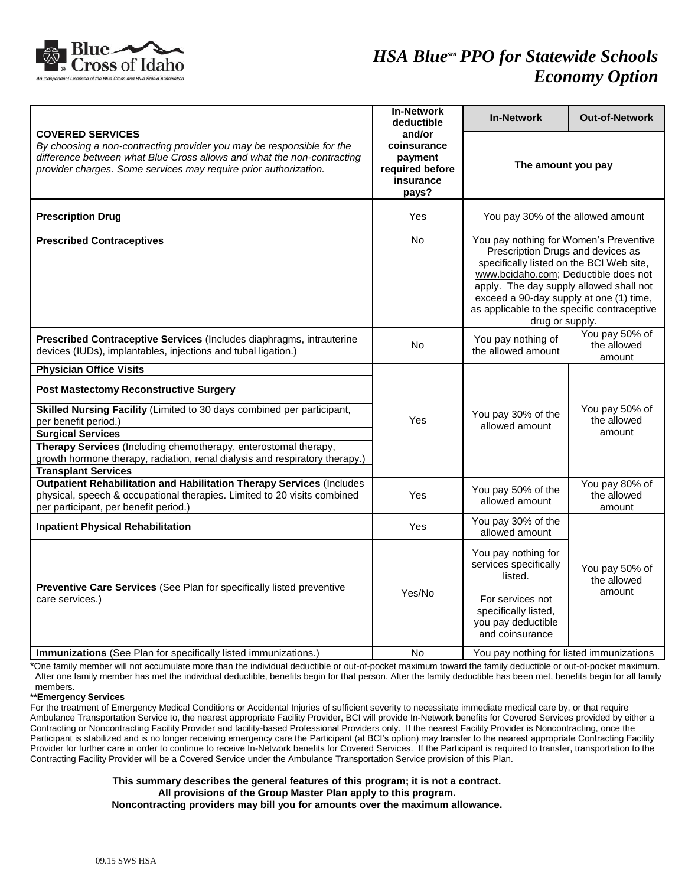# HSA Blue[sm] PPO for Statewide Schools Economy Option

| COVERED SERVICES<br>*By choosing a non-contracting provider you may be responsible for the difference between what Blue Cross allows and what the non-contracting provider charges. Some services may require prior authorization.* | In-Network deductible and/or coinsurance payment required before insurance pays? | In-Network | Out-of-Network |
|---|---|---|---|
| | | The amount you pay | |
| **Prescription Drug** | Yes | You pay 30% of the allowed amount | |
| **Prescribed Contraceptives** | No | You pay nothing for Women's Preventive Prescription Drugs and devices as specifically listed on the BCI Web site, www.bcidaho.com; Deductible does not apply. The day supply allowed shall not exceed a 90-day supply at one (1) time, as applicable to the specific contraceptive drug or supply. | |
| **Prescribed Contraceptive Services** (Includes diaphragms, intrauterine devices (IUDs), implantables, injections and tubal ligation.) | No | You pay nothing of the allowed amount | You pay 50% of the allowed amount |
| **Physician Office Visits**<br>**Post Mastectomy Reconstructive Surgery**<br>**Skilled Nursing Facility** (Limited to 30 days combined per participant, per benefit period.)<br>**Surgical Services**<br>**Therapy Services** (Including chemotherapy, enterostomal therapy, growth hormone therapy, radiation, renal dialysis and respiratory therapy.)<br>**Transplant Services** | Yes | You pay 30% of the allowed amount | You pay 50% of the allowed amount |
| **Outpatient Rehabilitation and Habilitation Therapy Services** (Includes physical, speech & occupational therapies. Limited to 20 visits combined per participant, per benefit period.) | Yes | You pay 50% of the allowed amount | You pay 80% of the allowed amount |
| **Inpatient Physical Rehabilitation** | Yes | You pay 30% of the allowed amount | You pay 50% of the allowed amount |
| **Preventive Care Services** (See Plan for specifically listed preventive care services.) | Yes/No | You pay nothing for services specifically listed.<br>For services not specifically listed, you pay deductible and coinsurance | You pay 50% of the allowed amount |
| **Immunizations** (See Plan for specifically listed immunizations.) | No | You pay nothing for listed immunizations | |

*One family member will not accumulate more than the individual deductible or out-of-pocket maximum toward the family deductible or out-of-pocket maximum. After one family member has met the individual deductible, benefits begin for that person. After the family deductible has been met, benefits begin for all family members.

****Emergency Services**

For the treatment of Emergency Medical Conditions or Accidental Injuries of sufficient severity to necessitate immediate medical care by, or that require Ambulance Transportation Service to, the nearest appropriate Facility Provider, BCI will provide In-Network benefits for Covered Services provided by either a Contracting or Noncontracting Facility Provider and facility-based Professional Providers only. If the nearest Facility Provider is Noncontracting, once the Participant is stabilized and is no longer receiving emergency care the Participant (at BCI's option) may transfer to the nearest appropriate Contracting Facility Provider for further care in order to continue to receive In-Network benefits for Covered Services. If the Participant is required to transfer, transportation to the Contracting Facility Provider will be a Covered Service under the Ambulance Transportation Service provision of this Plan.

**This summary describes the general features of this program; it is not a contract.**
**All provisions of the Group Master Plan apply to this program.**
**Noncontracting providers may bill you for amounts over the maximum allowance.**

09.15 SWS HSA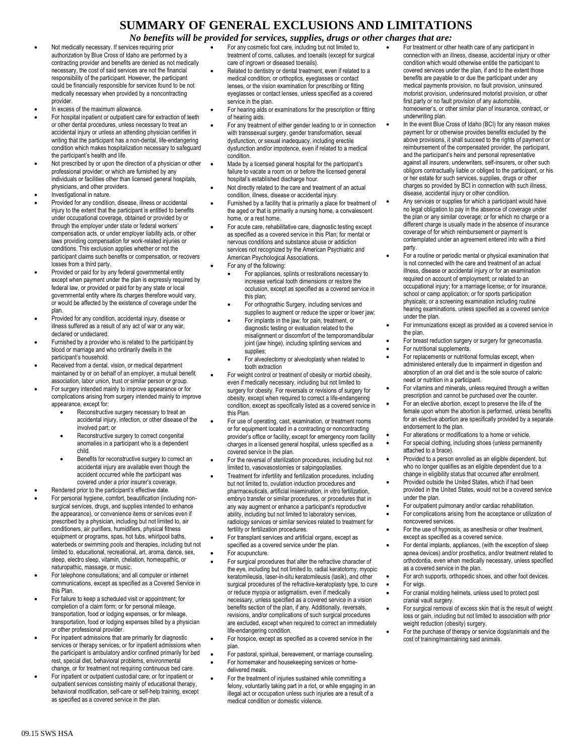# SUMMARY OF GENERAL EXCLUSIONS AND LIMITATIONS

***No benefits will be provided for services, supplies, drugs or other charges that are:***

- Not medically necessary. If services requiring prior authorization by Blue Cross of Idaho are performed by a contracting provider and benefits are denied as not medically necessary, the cost of said services are not the financial responsibility of the participant. However, the participant could be financially responsible for services found to be not medically necessary when provided by a noncontracting provider.
- In excess of the maximum allowance.
- For hospital inpatient or outpatient care for extraction of teeth or other dental procedures, unless necessary to treat an accidental injury or unless an attending physician certifies in writing that the participant has a non-dental, life-endangering condition which makes hospitalization necessary to safeguard the participant's health and life.
- Not prescribed by or upon the direction of a physician or other professional provider; or which are furnished by any individuals or facilities other than licensed general hospitals, physicians, and other providers.
- Investigational in nature.
- Provided for any condition, disease, illness or accidental injury to the extent that the participant is entitled to benefits under occupational coverage, obtained or provided by or through the employer under state or federal workers' compensation acts, or under employer liability acts, or other laws providing compensation for work-related injuries or conditions. This exclusion applies whether or not the participant claims such benefits or compensation, or recovers losses from a third party.
- Provided or paid for by any federal governmental entity except when payment under the plan is expressly required by federal law, or provided or paid for by any state or local governmental entity where its charges therefore would vary, or would be affected by the existence of coverage under the plan.
- Provided for any condition, accidental injury, disease or illness suffered as a result of any act of war or any war, declared or undeclared.
- Furnished by a provider who is related to the participant by blood or marriage and who ordinarily dwells in the participant's household.
- Received from a dental, vision, or medical department maintained by or on behalf of an employer, a mutual benefit association, labor union, trust or similar person or group.
- For surgery intended mainly to improve appearance or for complications arising from surgery intended mainly to improve appearance, except for:
  - Reconstructive surgery necessary to treat an accidental injury, infection, or other disease of the involved part; or
  - Reconstructive surgery to correct congenital anomalies in a participant who is a dependent child.
  - Benefits for reconstructive surgery to correct an accidental injury are available even though the accident occurred while the participant was covered under a prior insurer's coverage.
- Rendered prior to the participant's effective date.
- For personal hygiene, comfort, beautification (including non-surgical services, drugs, and supplies intended to enhance the appearance), or convenience items or services even if prescribed by a physician, including but not limited to, air conditioners, air purifiers, humidifiers, physical fitness equipment or programs, spas, hot tubs, whirlpool baths, waterbeds or swimming pools and therapies, including but not limited to, educational, recreational, art, aroma, dance, sex, sleep, electro sleep, vitamin, chelation, homeopathic, or naturopathic, massage, or music.
- For telephone consultations; and all computer or internet communications, except as specified as a Covered Service in this Plan.
- For failure to keep a scheduled visit or appointment; for completion of a claim form; or for personal mileage, transportation, food or lodging expenses, or for mileage, transportation, food or lodging expenses billed by a physician or other professional provider.
- For inpatient admissions that are primarily for diagnostic services or therapy services; or for inpatient admissions when the participant is ambulatory and/or confined primarily for bed rest, special diet, behavioral problems, environmental change, or for treatment not requiring continuous bed care.
- For inpatient or outpatient custodial care; or for inpatient or outpatient services consisting mainly of educational therapy, behavioral modification, self-care or self-help training, except as specified as a covered service in the plan.
- For any cosmetic foot care, including but not limited to, treatment of corns, calluses, and toenails (except for surgical care of ingrown or diseased toenails).
- Related to dentistry or dental treatment, even if related to a medical condition; or orthoptics, eyeglasses or contact lenses, or the vision examination for prescribing or fitting eyeglasses or contact lenses, unless specified as a covered service in the plan.
- For hearing aids or examinations for the prescription or fitting of hearing aids.
- For any treatment of either gender leading to or in connection with transsexual surgery, gender transformation, sexual dysfunction, or sexual inadequacy, including erectile dysfunction and/or impotence, even if related to a medical condition.
- Made by a licensed general hospital for the participant's failure to vacate a room on or before the licensed general hospital's established discharge hour.
- Not directly related to the care and treatment of an actual condition, illness, disease or accidental injury.
- Furnished by a facility that is primarily a place for treatment of the aged or that is primarily a nursing home, a convalescent home, or a rest home.
- For acute care, rehabilitative care, diagnostic testing except as specified as a covered service in this Plan; for mental or nervous conditions and substance abuse or addiction services not recognized by the American Psychiatric and American Psychological Associations.
- For any of the following:
  - For appliances, splints or restorations necessary to increase vertical tooth dimensions or restore the occlusion, except as specified as a covered service in this plan;
  - For orthognathic Surgery, including services and supplies to augment or reduce the upper or lower jaw;
  - For implants in the jaw; for pain, treatment, or diagnostic testing or evaluation related to the misalignment or discomfort of the temporomandibular joint (jaw hinge), including splinting services and supplies;
  - For alveolectomy or alveoloplasty when related to tooth extraction
- For weight control or treatment of obesity or morbid obesity, even if medically necessary, including but not limited to surgery for obesity. For reversals or revisions of surgery for obesity, except when required to correct a life-endangering condition, except as specifically listed as a covered service in this Plan.
- For use of operating, cast, examination, or treatment rooms or for equipment located in a contracting or noncontracting provider's office or facility, except for emergency room facility charges in a licensed general hospital, unless specified as a covered service in the plan.
- For the reversal of sterilization procedures, including but not limited to, vasovasostomies or salpingoplasties.
- Treatment for infertility and fertilization procedures, including but not limited to, ovulation induction procedures and pharmaceuticals, artificial insemination, in vitro fertilization, embryo transfer or similar procedures, or procedures that in any way augment or enhance a participant's reproductive ability, including but not limited to laboratory services, radiology services or similar services related to treatment for fertility or fertilization procedures.
- For transplant services and artificial organs, except as specified as a covered service under the plan.
- For acupuncture.
- For surgical procedures that alter the refractive character of the eye, including but not limited to, radial keratotomy, myopic keratomileusis, laser-in-situ keratomileusis (lasik), and other surgical procedures of the refractive-keratoplasty type, to cure or reduce myopia or astigmatism, even if medically necessary, unless specified as a covered service in a vision benefits section of the plan, if any. Additionally, reversals, revisions, and/or complications of such surgical procedures are excluded, except when required to correct an immediately life-endangering condition.
- For hospice, except as specified as a covered service in the plan.
- For pastoral, spiritual, bereavement, or marriage counseling.
- For homemaker and housekeeping services or home-delivered meals.
- For the treatment of injuries sustained while committing a felony, voluntarily taking part in a riot, or while engaging in an illegal act or occupation unless such injuries are a result of a medical condition or domestic violence.
- For treatment or other health care of any participant in connection with an illness, disease, accidental injury or other condition which would otherwise entitle the participant to covered services under the plan, if and to the extent those benefits are payable to or due the participant under any medical payments provision, no fault provision, uninsured motorist provision, underinsured motorist provision, or other first party or no fault provision of any automobile, homeowner's, or other similar plan of insurance, contract, or underwriting plan.
- In the event Blue Cross of Idaho (BCI) for any reason makes payment for or otherwise provides benefits excluded by the above provisions, it shall succeed to the rights of payment or reimbursement of the compensated provider, the participant, and the participant's heirs and personal representative against all insurers, underwriters, self-insurers, or other such obligors contractually liable or obliged to the participant, or his or her estate for such services, supplies, drugs or other charges so provided by BCI in connection with such illness, disease, accidental injury or other condition.
- Any services or supplies for which a participant would have no legal obligation to pay in the absence of coverage under the plan or any similar coverage; or for which no charge or a different charge is usually made in the absence of insurance coverage of for which reimbursement or payment is contemplated under an agreement entered into with a third party.
- For a routine or periodic mental or physical examination that is not connected with the care and treatment of an actual illness, disease or accidental injury or for an examination required on account of employment; or related to an occupational injury; for a marriage license; or for insurance, school or camp application; or for sports participation physicals; or a screening examination including routine hearing examinations, unless specified as a covered service under the plan.
- For immunizations except as provided as a covered service in the plan.
- For breast reduction surgery or surgery for gynecomastia.
- For nutritional supplements.
- For replacements or nutritional formulas except, when administered enterally due to impairment in digestion and absorption of an oral diet and is the sole source of caloric need or nutrition in a participant.
- For vitamins and minerals, unless required through a written prescription and cannot be purchased over the counter.
- For an elective abortion, except to preserve the life of the female upon whom the abortion is performed, unless benefits for an elective abortion are specifically provided by a separate endorsement to the plan.
- For alterations or modifications to a home or vehicle.
- For special clothing, including shoes (unless permanently attached to a brace).
- Provided to a person enrolled as an eligible dependent, but who no longer qualifies as an eligible dependent due to a change in eligibility status that occurred after enrollment.
- Provided outside the United States, which if had been provided in the United States, would not be a covered service under the plan.
- For outpatient pulmonary and/or cardiac rehabilitation.
- For complications arising from the acceptance or utilization of noncovered services.
- For the use of hypnosis, as anesthesia or other treatment, except as specified as a covered service.
- For dental implants, appliances, (with the exception of sleep apnea devices) and/or prosthetics, and/or treatment related to orthodontia, even when medically necessary, unless specified as a covered service in the plan.
- For arch supports, orthopedic shoes, and other foot devices.
- For wigs.
- For cranial molding helmets, unless used to protect post cranial vault surgery.
- For surgical removal of excess skin that is the result of weight loss or gain, including but not limited to association with prior weight reduction (obesity) surgery.
- For the purchase of therapy or service dogs/animals and the cost of training/maintaining said animals.

09.15 SWS HSA